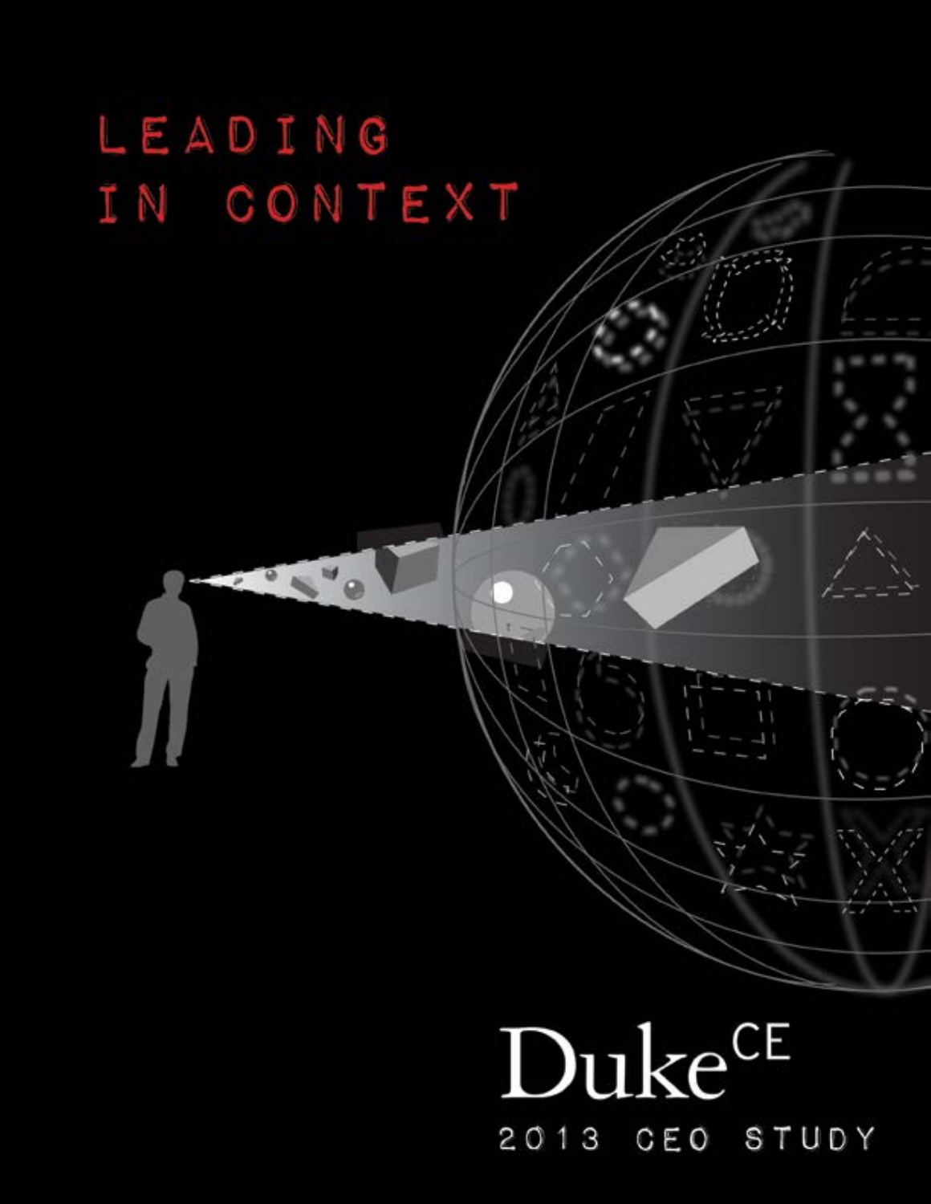# LEADING IN CONTEXT

Duke[CE]

2013 CEO STUDY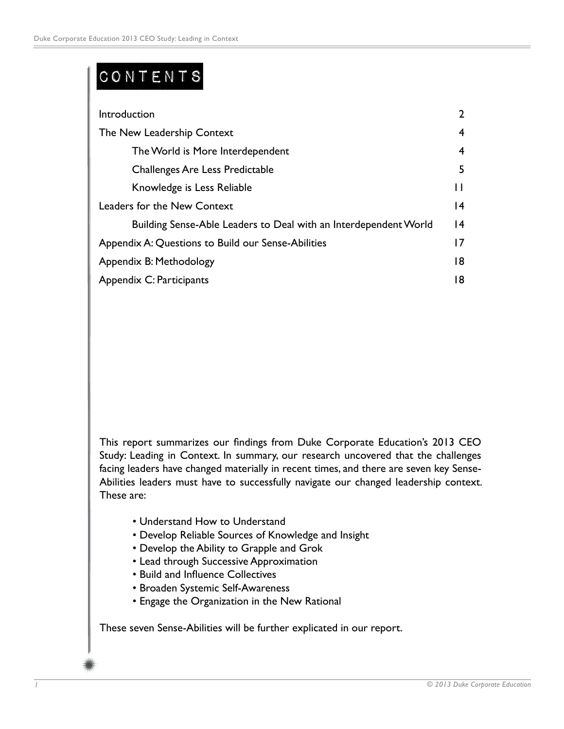# CONTENTS

| | |
|---|---|
| Introduction | 2 |
| The New Leadership Context | 4 |
| The World is More Interdependent | 4 |
| Challenges Are Less Predictable | 5 |
| Knowledge is Less Reliable | 11 |
| Leaders for the New Context | 14 |
| Building Sense-Able Leaders to Deal with an Interdependent World | 14 |
| Appendix A: Questions to Build our Sense-Abilities | 17 |
| Appendix B: Methodology | 18 |
| Appendix C: Participants | 18 |

This report summarizes our findings from Duke Corporate Education's 2013 CEO Study: Leading in Context. In summary, our research uncovered that the challenges facing leaders have changed materially in recent times, and there are seven key Sense-Abilities leaders must have to successfully navigate our changed leadership context. These are:

- Understand How to Understand
- Develop Reliable Sources of Knowledge and Insight
- Develop the Ability to Grapple and Grok
- Lead through Successive Approximation
- Build and Influence Collectives
- Broaden Systemic Self-Awareness
- Engage the Organization in the New Rational

These seven Sense-Abilities will be further explicated in our report.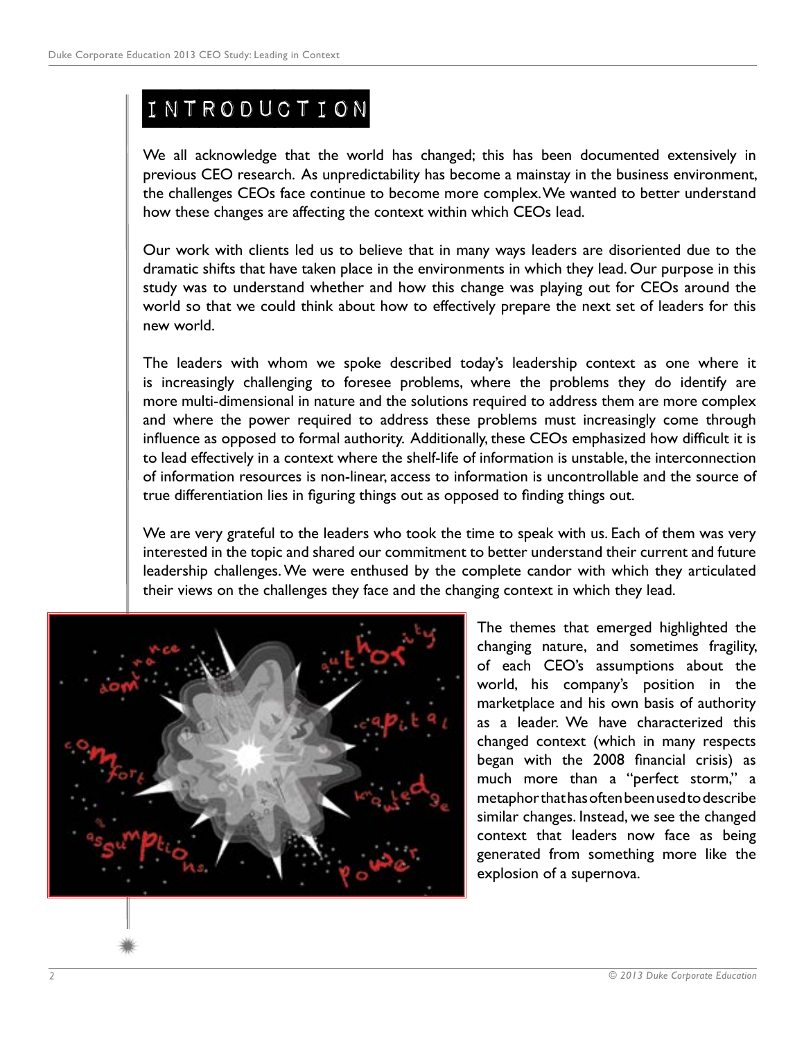# INTRODUCTION

We all acknowledge that the world has changed; this has been documented extensively in previous CEO research. As unpredictability has become a mainstay in the business environment, the challenges CEOs face continue to become more complex. We wanted to better understand how these changes are affecting the context within which CEOs lead.

Our work with clients led us to believe that in many ways leaders are disoriented due to the dramatic shifts that have taken place in the environments in which they lead. Our purpose in this study was to understand whether and how this change was playing out for CEOs around the world so that we could think about how to effectively prepare the next set of leaders for this new world.

The leaders with whom we spoke described today's leadership context as one where it is increasingly challenging to foresee problems, where the problems they do identify are more multi-dimensional in nature and the solutions required to address them are more complex and where the power required to address these problems must increasingly come through influence as opposed to formal authority. Additionally, these CEOs emphasized how difficult it is to lead effectively in a context where the shelf-life of information is unstable, the interconnection of information resources is non-linear, access to information is uncontrollable and the source of true differentiation lies in figuring things out as opposed to finding things out.

We are very grateful to the leaders who took the time to speak with us. Each of them was very interested in the topic and shared our commitment to better understand their current and future leadership challenges. We were enthused by the complete candor with which they articulated their views on the challenges they face and the changing context in which they lead.

The themes that emerged highlighted the changing nature, and sometimes fragility, of each CEO's assumptions about the world, his company's position in the marketplace and his own basis of authority as a leader. We have characterized this changed context (which in many respects began with the 2008 financial crisis) as much more than a "perfect storm," a metaphor that has often been used to describe similar changes. Instead, we see the changed context that leaders now face as being generated from something more like the explosion of a supernova.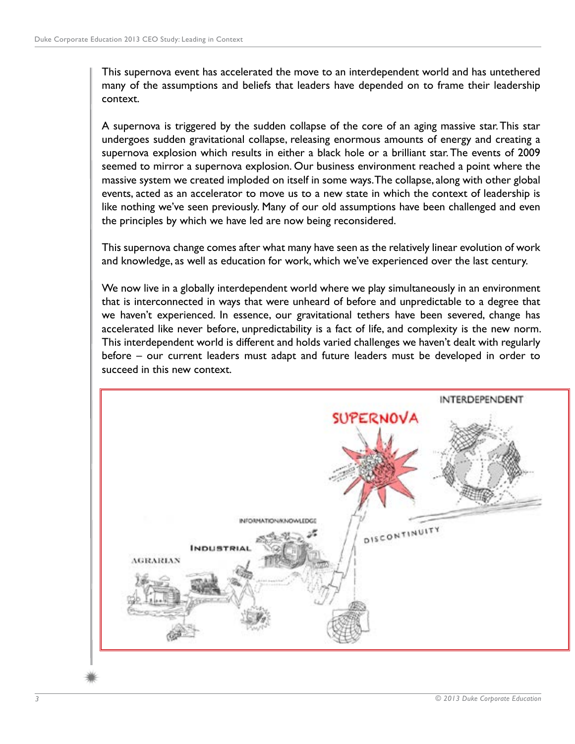This supernova event has accelerated the move to an interdependent world and has untethered many of the assumptions and beliefs that leaders have depended on to frame their leadership context.

A supernova is triggered by the sudden collapse of the core of an aging massive star. This star undergoes sudden gravitational collapse, releasing enormous amounts of energy and creating a supernova explosion which results in either a black hole or a brilliant star. The events of 2009 seemed to mirror a supernova explosion. Our business environment reached a point where the massive system we created imploded on itself in some ways. The collapse, along with other global events, acted as an accelerator to move us to a new state in which the context of leadership is like nothing we've seen previously. Many of our old assumptions have been challenged and even the principles by which we have led are now being reconsidered.

This supernova change comes after what many have seen as the relatively linear evolution of work and knowledge, as well as education for work, which we've experienced over the last century.

We now live in a globally interdependent world where we play simultaneously in an environment that is interconnected in ways that were unheard of before and unpredictable to a degree that we haven't experienced. In essence, our gravitational tethers have been severed, change has accelerated like never before, unpredictability is a fact of life, and complexity is the new norm. This interdependent world is different and holds varied challenges we haven't dealt with regularly before – our current leaders must adapt and future leaders must be developed in order to succeed in this new context.

AGRARIAN

INDUSTRIAL

INFORMATION/KNOWLEDGE

SUPERNOVA

DISCONTINUITY

INTERDEPENDENT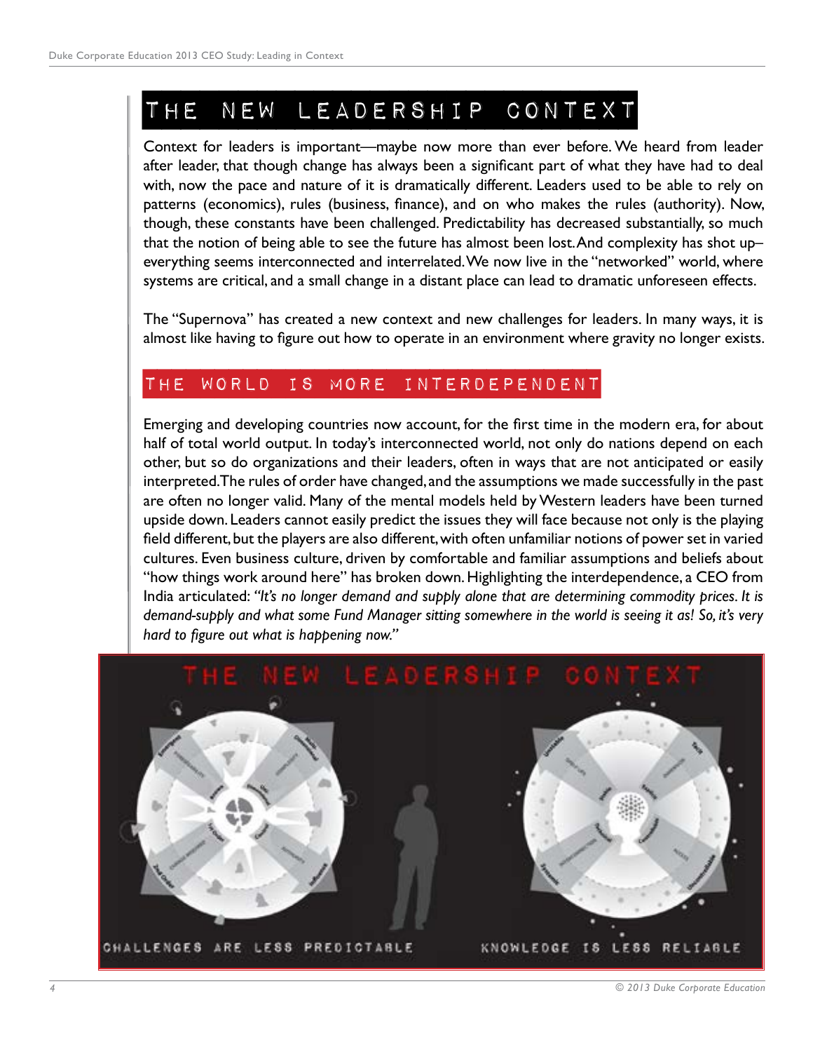# THE NEW LEADERSHIP CONTEXT

Context for leaders is important—maybe now more than ever before. We heard from leader after leader, that though change has always been a significant part of what they have had to deal with, now the pace and nature of it is dramatically different. Leaders used to be able to rely on patterns (economics), rules (business, finance), and on who makes the rules (authority). Now, though, these constants have been challenged. Predictability has decreased substantially, so much that the notion of being able to see the future has almost been lost. And complexity has shot up–everything seems interconnected and interrelated. We now live in the "networked" world, where systems are critical, and a small change in a distant place can lead to dramatic unforeseen effects.

The "Supernova" has created a new context and new challenges for leaders. In many ways, it is almost like having to figure out how to operate in an environment where gravity no longer exists.

## THE WORLD IS MORE INTERDEPENDENT

Emerging and developing countries now account, for the first time in the modern era, for about half of total world output. In today's interconnected world, not only do nations depend on each other, but so do organizations and their leaders, often in ways that are not anticipated or easily interpreted. The rules of order have changed, and the assumptions we made successfully in the past are often no longer valid. Many of the mental models held by Western leaders have been turned upside down. Leaders cannot easily predict the issues they will face because not only is the playing field different, but the players are also different, with often unfamiliar notions of power set in varied cultures. Even business culture, driven by comfortable and familiar assumptions and beliefs about "how things work around here" has broken down. Highlighting the interdependence, a CEO from India articulated: *"It's no longer demand and supply alone that are determining commodity prices. It is demand-supply and what some Fund Manager sitting somewhere in the world is seeing it as! So, it's very hard to figure out what is happening now."*

THE NEW LEADERSHIP CONTEXT

CHALLENGES ARE LESS PREDICTABLE

KNOWLEDGE IS LESS RELIABLE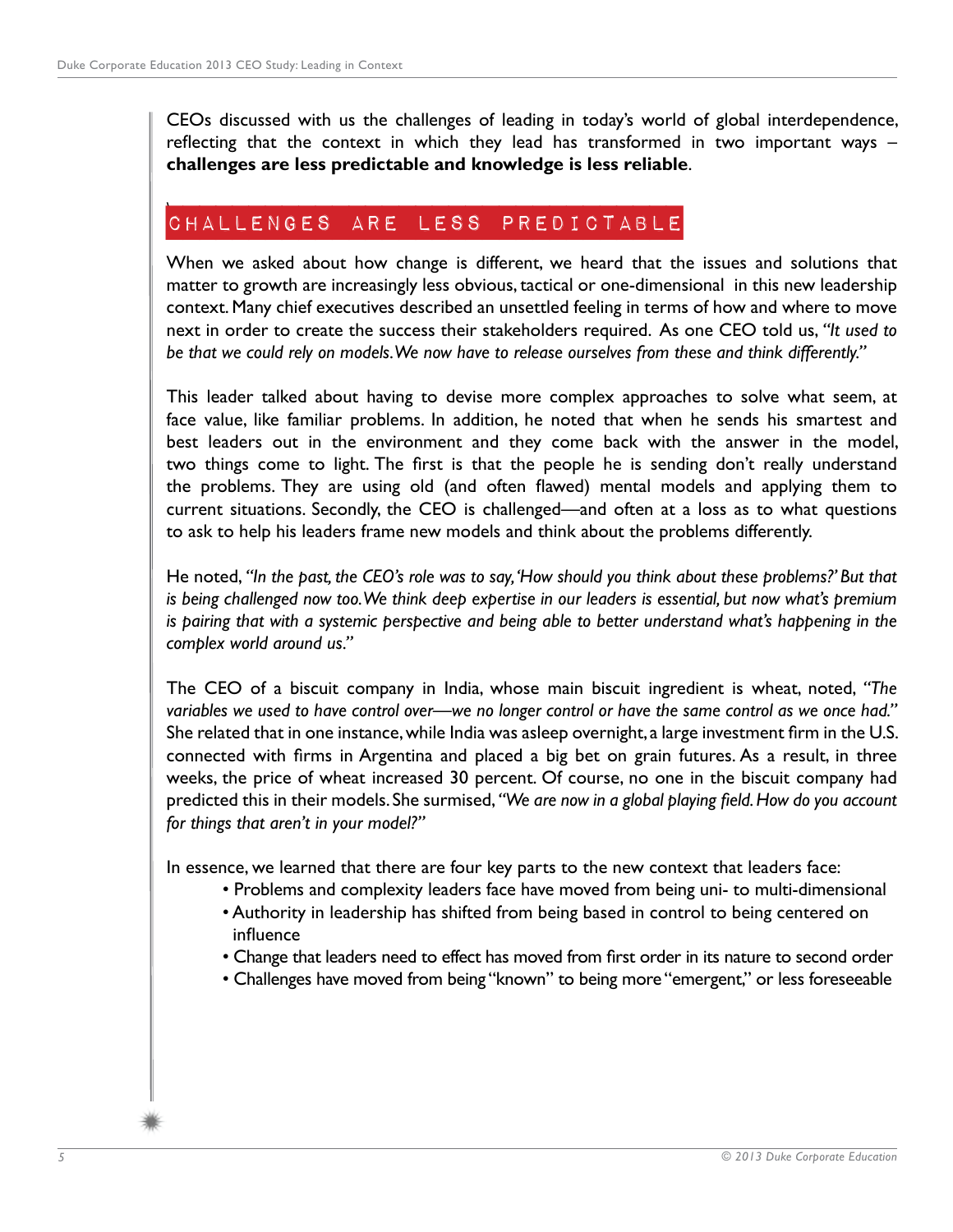CEOs discussed with us the challenges of leading in today's world of global interdependence, reflecting that the context in which they lead has transformed in two important ways – **challenges are less predictable and knowledge is less reliable**.

## CHALLENGES ARE LESS PREDICTABLE

When we asked about how change is different, we heard that the issues and solutions that matter to growth are increasingly less obvious, tactical or one-dimensional in this new leadership context. Many chief executives described an unsettled feeling in terms of how and where to move next in order to create the success their stakeholders required. As one CEO told us, *"It used to be that we could rely on models. We now have to release ourselves from these and think differently."*

This leader talked about having to devise more complex approaches to solve what seem, at face value, like familiar problems. In addition, he noted that when he sends his smartest and best leaders out in the environment and they come back with the answer in the model, two things come to light. The first is that the people he is sending don't really understand the problems. They are using old (and often flawed) mental models and applying them to current situations. Secondly, the CEO is challenged—and often at a loss as to what questions to ask to help his leaders frame new models and think about the problems differently.

He noted, *"In the past, the CEO's role was to say, 'How should you think about these problems?' But that is being challenged now too. We think deep expertise in our leaders is essential, but now what's premium is pairing that with a systemic perspective and being able to better understand what's happening in the complex world around us."*

The CEO of a biscuit company in India, whose main biscuit ingredient is wheat, noted, *"The variables we used to have control over—we no longer control or have the same control as we once had."* She related that in one instance, while India was asleep overnight, a large investment firm in the U.S. connected with firms in Argentina and placed a big bet on grain futures. As a result, in three weeks, the price of wheat increased 30 percent. Of course, no one in the biscuit company had predicted this in their models. She surmised, *"We are now in a global playing field. How do you account for things that aren't in your model?"*

In essence, we learned that there are four key parts to the new context that leaders face:

- Problems and complexity leaders face have moved from being uni- to multi-dimensional
- Authority in leadership has shifted from being based in control to being centered on influence
- Change that leaders need to effect has moved from first order in its nature to second order
- Challenges have moved from being "known" to being more "emergent," or less foreseeable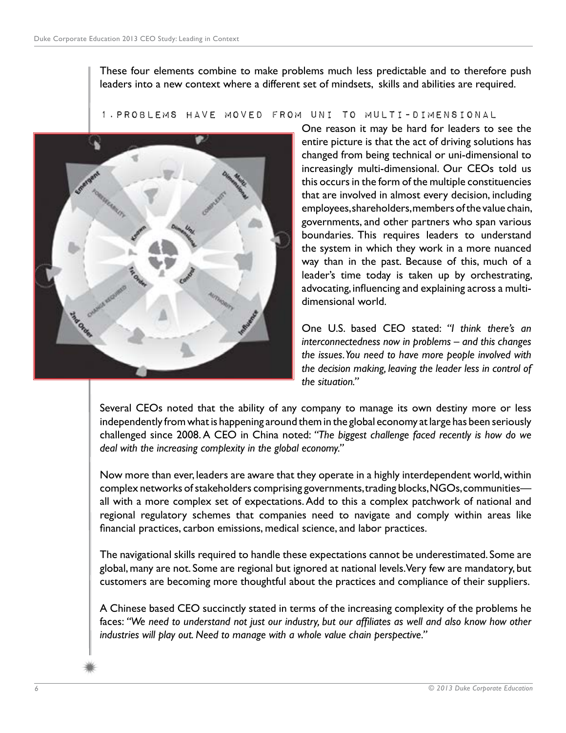These four elements combine to make problems much less predictable and to therefore push leaders into a new context where a different set of mindsets, skills and abilities are required.

### 1. Problems have moved from Uni to Multi-Dimensional

One reason it may be hard for leaders to see the entire picture is that the act of driving solutions has changed from being technical or uni-dimensional to increasingly multi-dimensional. Our CEOs told us this occurs in the form of the multiple constituencies that are involved in almost every decision, including employees, shareholders, members of the value chain, governments, and other partners who span various boundaries. This requires leaders to understand the system in which they work in a more nuanced way than in the past. Because of this, much of a leader's time today is taken up by orchestrating, advocating, influencing and explaining across a multi-dimensional world.

One U.S. based CEO stated: *"I think there's an interconnectedness now in problems – and this changes the issues. You need to have more people involved with the decision making, leaving the leader less in control of the situation."*

Several CEOs noted that the ability of any company to manage its own destiny more or less independently from what is happening around them in the global economy at large has been seriously challenged since 2008. A CEO in China noted: *"The biggest challenge faced recently is how do we deal with the increasing complexity in the global economy."*

Now more than ever, leaders are aware that they operate in a highly interdependent world, within complex networks of stakeholders comprising governments, trading blocks, NGOs, communities—all with a more complex set of expectations. Add to this a complex patchwork of national and regional regulatory schemes that companies need to navigate and comply within areas like financial practices, carbon emissions, medical science, and labor practices.

The navigational skills required to handle these expectations cannot be underestimated. Some are global, many are not. Some are regional but ignored at national levels. Very few are mandatory, but customers are becoming more thoughtful about the practices and compliance of their suppliers.

A Chinese based CEO succinctly stated in terms of the increasing complexity of the problems he faces: *"We need to understand not just our industry, but our affiliates as well and also know how other industries will play out. Need to manage with a whole value chain perspective."*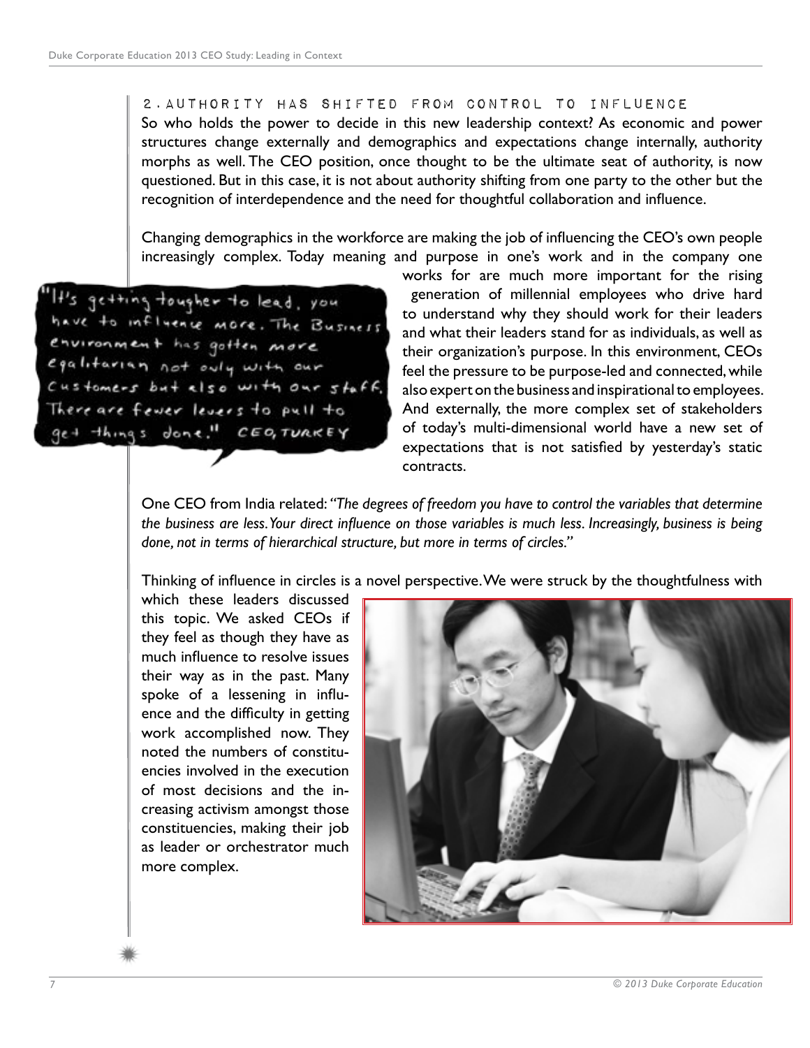## 2. AUTHORITY HAS SHIFTED FROM CONTROL TO INFLUENCE

So who holds the power to decide in this new leadership context? As economic and power structures change externally and demographics and expectations change internally, authority morphs as well. The CEO position, once thought to be the ultimate seat of authority, is now questioned. But in this case, it is not about authority shifting from one party to the other but the recognition of interdependence and the need for thoughtful collaboration and influence.

Changing demographics in the workforce are making the job of influencing the CEO's own people increasingly complex. Today meaning and purpose in one's work and in the company one works for are much more important for the rising generation of millennial employees who drive hard to understand why they should work for their leaders and what their leaders stand for as individuals, as well as their organization's purpose. In this environment, CEOs feel the pressure to be purpose-led and connected, while also expert on the business and inspirational to employees. And externally, the more complex set of stakeholders of today's multi-dimensional world have a new set of expectations that is not satisfied by yesterday's static contracts.

"It's getting tougher to lead, you have to influence more. The Business environment has gotten more egalitarian not only with our Customers but also with our staff. There are fewer levers to pull to get things done." CEO, TURKEY

One CEO from India related: *"The degrees of freedom you have to control the variables that determine the business are less. Your direct influence on those variables is much less. Increasingly, business is being done, not in terms of hierarchical structure, but more in terms of circles."*

Thinking of influence in circles is a novel perspective. We were struck by the thoughtfulness with which these leaders discussed this topic. We asked CEOs if they feel as though they have as much influence to resolve issues their way as in the past. Many spoke of a lessening in influence and the difficulty in getting work accomplished now. They noted the numbers of constituencies involved in the execution of most decisions and the increasing activism amongst those constituencies, making their job as leader or orchestrator much more complex.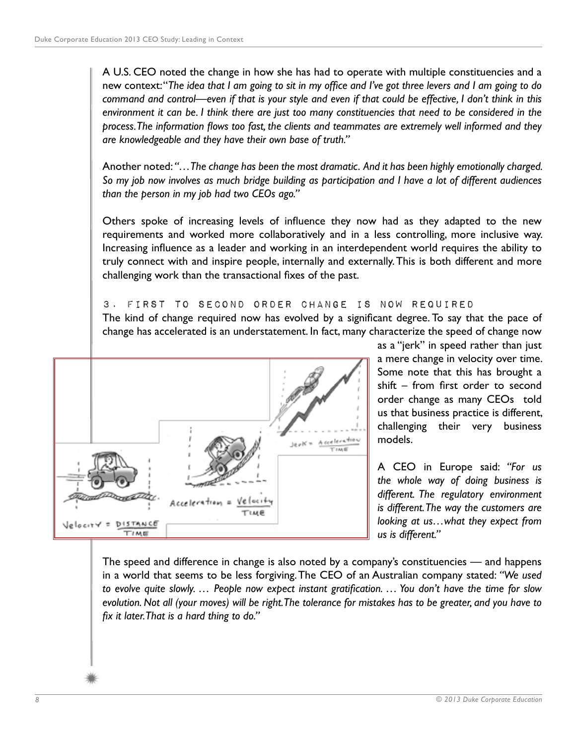A U.S. CEO noted the change in how she has had to operate with multiple constituencies and a new context: "*The idea that I am going to sit in my office and I've got three levers and I am going to do command and control—even if that is your style and even if that could be effective, I don't think in this environment it can be. I think there are just too many constituencies that need to be considered in the process. The information flows too fast, the clients and teammates are extremely well informed and they are knowledgeable and they have their own base of truth.*"

Another noted: "*…The change has been the most dramatic. And it has been highly emotionally charged. So my job now involves as much bridge building as participation and I have a lot of different audiences than the person in my job had two CEOs ago.*"

Others spoke of increasing levels of influence they now had as they adapted to the new requirements and worked more collaboratively and in a less controlling, more inclusive way. Increasing influence as a leader and working in an interdependent world requires the ability to truly connect with and inspire people, internally and externally. This is both different and more challenging work than the transactional fixes of the past.

### 3. FIRST TO SECOND ORDER CHANGE IS NOW REQUIRED

The kind of change required now has evolved by a significant degree. To say that the pace of change has accelerated is an understatement. In fact, many characterize the speed of change now as a "jerk" in speed rather than just a mere change in velocity over time. Some note that this has brought a shift – from first order to second order change as many CEOs told us that business practice is different, challenging their very business models.

A CEO in Europe said: *"For us the whole way of doing business is different. The regulatory environment is different. The way the customers are looking at us…what they expect from us is different."*

The speed and difference in change is also noted by a company's constituencies — and happens in a world that seems to be less forgiving. The CEO of an Australian company stated: *"We used to evolve quite slowly. … People now expect instant gratification. … You don't have the time for slow evolution. Not all (your moves) will be right. The tolerance for mistakes has to be greater, and you have to fix it later. That is a hard thing to do."*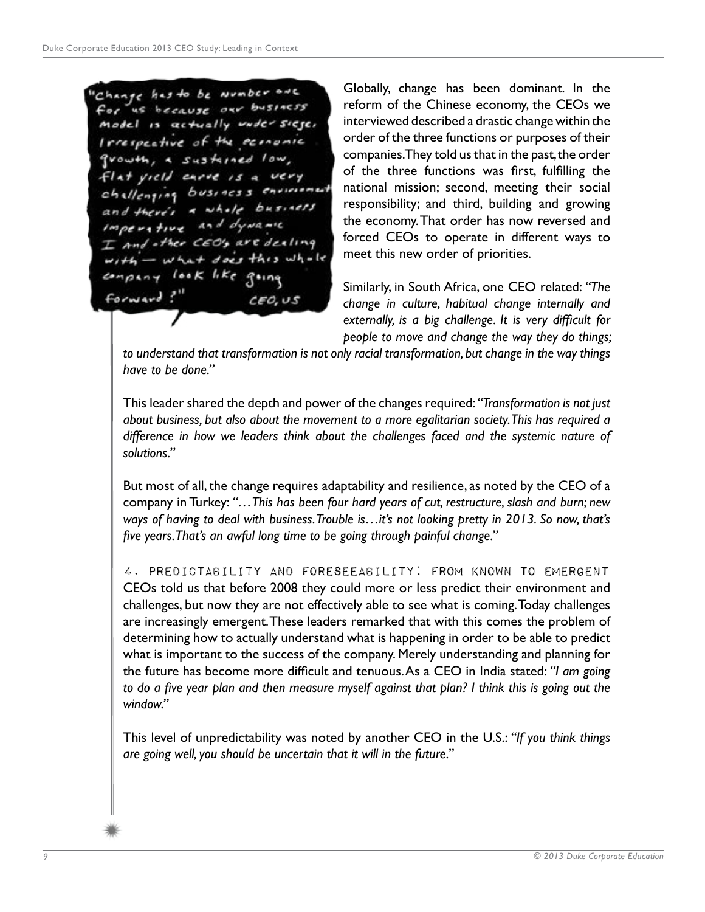"Change has to be number one for us because our business model is actually under siege. Irrespective of the economic growth, a sustained low, flat yield curve is a very challenging business environment and there's a whole business imperative and dynamic I and other CEO's are dealing with — what does this whole company look like going forward?" CEO, US

Globally, change has been dominant. In the reform of the Chinese economy, the CEOs we interviewed described a drastic change within the order of the three functions or purposes of their companies. They told us that in the past, the order of the three functions was first, fulfilling the national mission; second, meeting their social responsibility; and third, building and growing the economy. That order has now reversed and forced CEOs to operate in different ways to meet this new order of priorities.

Similarly, in South Africa, one CEO related: *"The change in culture, habitual change internally and externally, is a big challenge. It is very difficult for people to move and change the way they do things; to understand that transformation is not only racial transformation, but change in the way things have to be done."*

This leader shared the depth and power of the changes required: *"Transformation is not just about business, but also about the movement to a more egalitarian society. This has required a difference in how we leaders think about the challenges faced and the systemic nature of solutions."*

But most of all, the change requires adaptability and resilience, as noted by the CEO of a company in Turkey: *"…This has been four hard years of cut, restructure, slash and burn; new ways of having to deal with business. Trouble is…it's not looking pretty in 2013. So now, that's five years. That's an awful long time to be going through painful change."*

### 4. PREDICTABILITY AND FORESEEABILITY: FROM KNOWN TO EMERGENT

CEOs told us that before 2008 they could more or less predict their environment and challenges, but now they are not effectively able to see what is coming. Today challenges are increasingly emergent. These leaders remarked that with this comes the problem of determining how to actually understand what is happening in order to be able to predict what is important to the success of the company. Merely understanding and planning for the future has become more difficult and tenuous. As a CEO in India stated: *"I am going to do a five year plan and then measure myself against that plan? I think this is going out the window."*

This level of unpredictability was noted by another CEO in the U.S.: *"If you think things are going well, you should be uncertain that it will in the future."*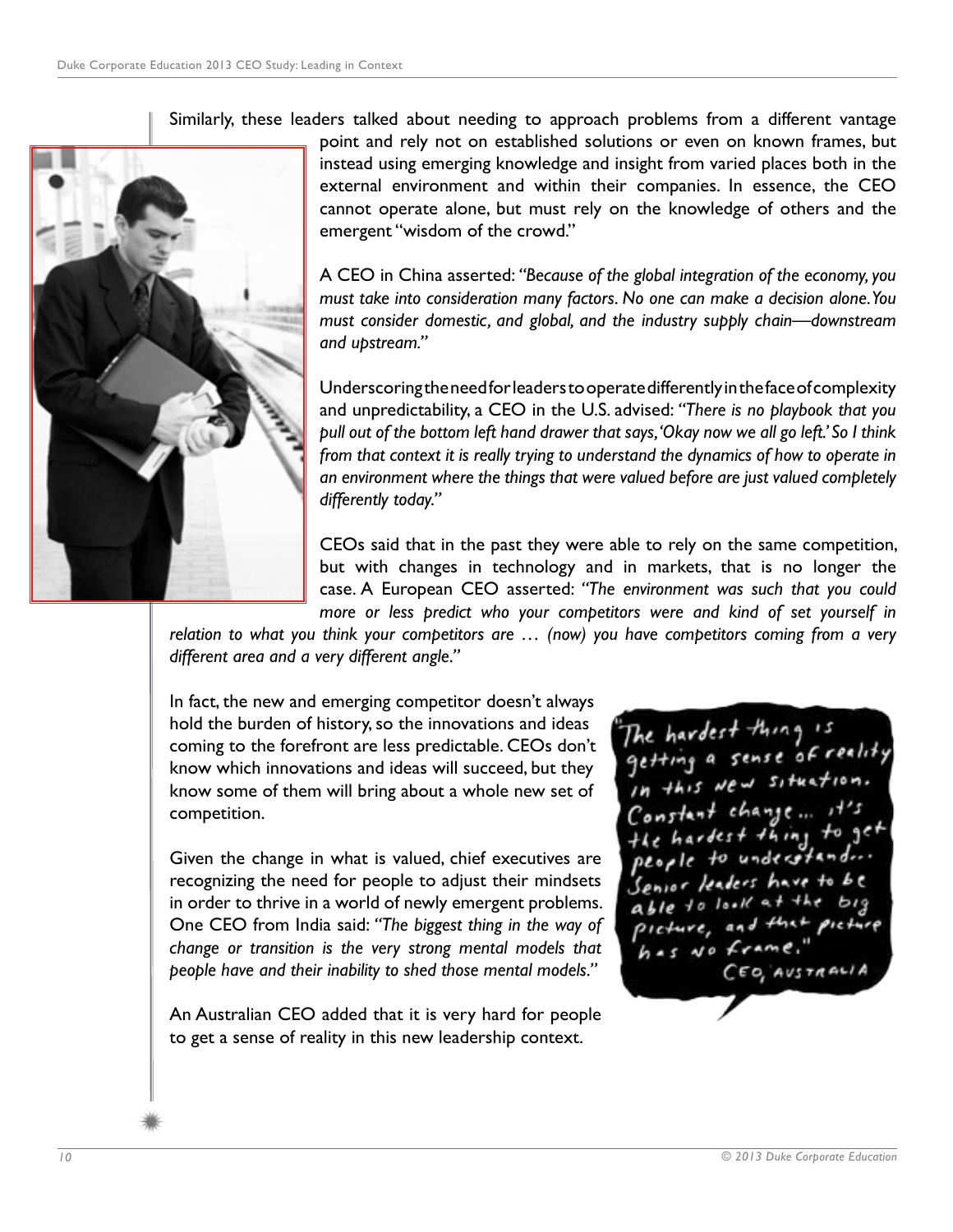Similarly, these leaders talked about needing to approach problems from a different vantage point and rely not on established solutions or even on known frames, but instead using emerging knowledge and insight from varied places both in the external environment and within their companies. In essence, the CEO cannot operate alone, but must rely on the knowledge of others and the emergent "wisdom of the crowd."

A CEO in China asserted: *"Because of the global integration of the economy, you must take into consideration many factors. No one can make a decision alone. You must consider domestic, and global, and the industry supply chain—downstream and upstream."*

Underscoring the need for leaders to operate differently in the face of complexity and unpredictability, a CEO in the U.S. advised: *"There is no playbook that you pull out of the bottom left hand drawer that says, 'Okay now we all go left.' So I think from that context it is really trying to understand the dynamics of how to operate in an environment where the things that were valued before are just valued completely differently today."*

CEOs said that in the past they were able to rely on the same competition, but with changes in technology and in markets, that is no longer the case. A European CEO asserted: *"The environment was such that you could more or less predict who your competitors were and kind of set yourself in relation to what you think your competitors are … (now) you have competitors coming from a very different area and a very different angle."*

In fact, the new and emerging competitor doesn't always hold the burden of history, so the innovations and ideas coming to the forefront are less predictable. CEOs don't know which innovations and ideas will succeed, but they know some of them will bring about a whole new set of competition.

Given the change in what is valued, chief executives are recognizing the need for people to adjust their mindsets in order to thrive in a world of newly emergent problems. One CEO from India said: *"The biggest thing in the way of change or transition is the very strong mental models that people have and their inability to shed those mental models."*

An Australian CEO added that it is very hard for people to get a sense of reality in this new leadership context.

> "The hardest thing is getting a sense of reality in this new situation. Constant change… it's the hardest thing to get people to understand… Senior leaders have to be able to look at the big picture, and that picture has no frame."
>
> CEO, AUSTRALIA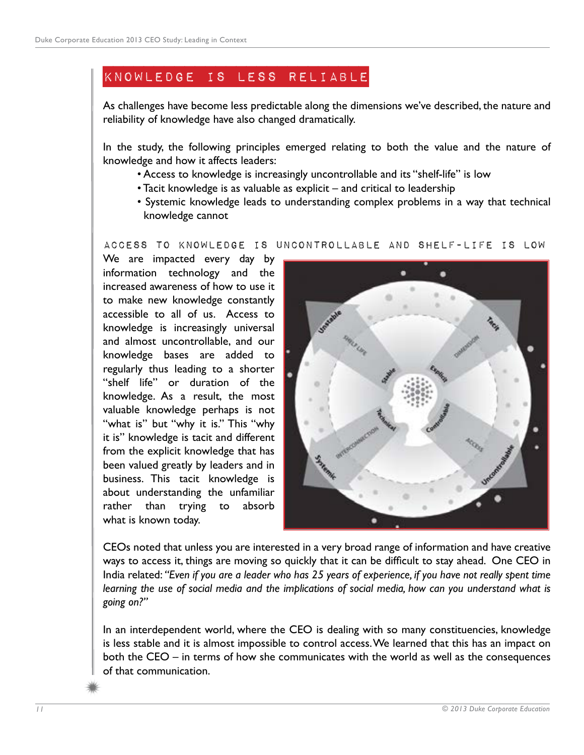## KNOWLEDGE IS LESS RELIABLE

As challenges have become less predictable along the dimensions we've described, the nature and reliability of knowledge have also changed dramatically.

In the study, the following principles emerged relating to both the value and the nature of knowledge and how it affects leaders:

- Access to knowledge is increasingly uncontrollable and its "shelf-life" is low
- Tacit knowledge is as valuable as explicit – and critical to leadership
- Systemic knowledge leads to understanding complex problems in a way that technical knowledge cannot

### ACCESS TO KNOWLEDGE IS UNCONTROLLABLE AND SHELF-LIFE IS LOW

We are impacted every day by information technology and the increased awareness of how to use it to make new knowledge constantly accessible to all of us. Access to knowledge is increasingly universal and almost uncontrollable, and our knowledge bases are added to regularly thus leading to a shorter "shelf life" or duration of the knowledge. As a result, the most valuable knowledge perhaps is not "what is" but "why it is." This "why it is" knowledge is tacit and different from the explicit knowledge that has been valued greatly by leaders and in business. This tacit knowledge is about understanding the unfamiliar rather than trying to absorb what is known today.

CEOs noted that unless you are interested in a very broad range of information and have creative ways to access it, things are moving so quickly that it can be difficult to stay ahead. One CEO in India related: *"Even if you are a leader who has 25 years of experience, if you have not really spent time learning the use of social media and the implications of social media, how can you understand what is going on?"*

In an interdependent world, where the CEO is dealing with so many constituencies, knowledge is less stable and it is almost impossible to control access. We learned that this has an impact on both the CEO – in terms of how she communicates with the world as well as the consequences of that communication.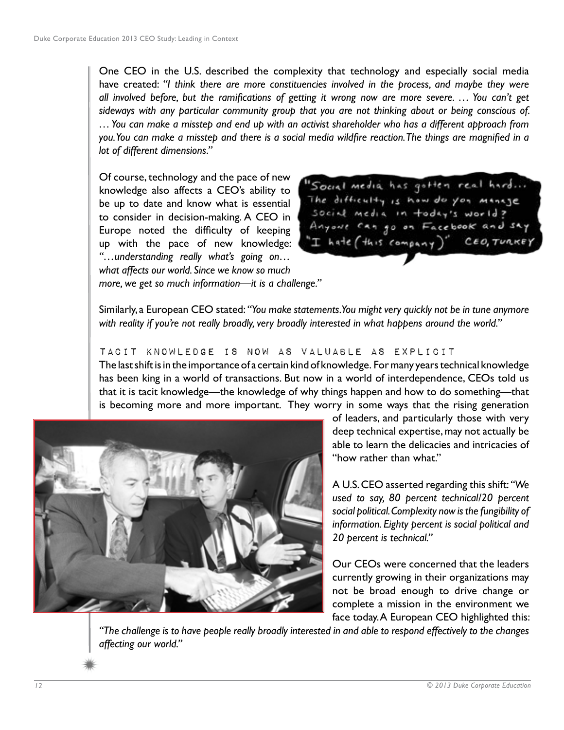One CEO in the U.S. described the complexity that technology and especially social media have created: *"I think there are more constituencies involved in the process, and maybe they were all involved before, but the ramifications of getting it wrong now are more severe. … You can't get sideways with any particular community group that you are not thinking about or being conscious of. … You can make a misstep and end up with an activist shareholder who has a different approach from you. You can make a misstep and there is a social media wildfire reaction. The things are magnified in a lot of different dimensions."*

Of course, technology and the pace of new knowledge also affects a CEO's ability to be up to date and know what is essential to consider in decision-making. A CEO in Europe noted the difficulty of keeping up with the pace of new knowledge: *"…understanding really what's going on… what affects our world. Since we know so much more, we get so much information—it is a challenge."*

"Social media has gotten real hard... The difficulty is how do you manage social media in today's world? Anyone can go on Facebook and say "I hate (this company)" CEO, TURKEY

Similarly, a European CEO stated: *"You make statements. You might very quickly not be in tune anymore with reality if you're not really broadly, very broadly interested in what happens around the world."*

## TACIT KNOWLEDGE IS NOW AS VALUABLE AS EXPLICIT

The last shift is in the importance of a certain kind of knowledge. For many years technical knowledge has been king in a world of transactions. But now in a world of interdependence, CEOs told us that it is tacit knowledge—the knowledge of why things happen and how to do something—that is becoming more and more important. They worry in some ways that the rising generation of leaders, and particularly those with very deep technical expertise, may not actually be able to learn the delicacies and intricacies of "how rather than what."

A U.S. CEO asserted regarding this shift: *"We used to say, 80 percent technical/20 percent social political. Complexity now is the fungibility of information. Eighty percent is social political and 20 percent is technical."*

Our CEOs were concerned that the leaders currently growing in their organizations may not be broad enough to drive change or complete a mission in the environment we face today. A European CEO highlighted this: *"The challenge is to have people really broadly interested in and able to respond effectively to the changes affecting our world."*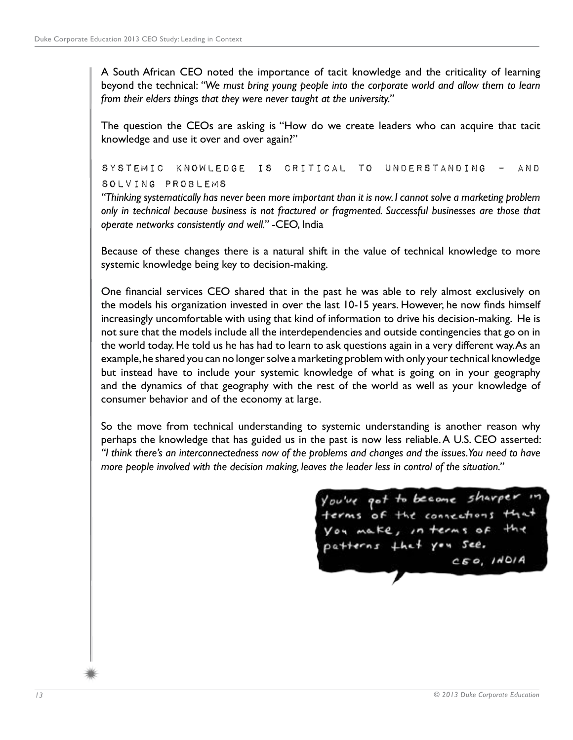A South African CEO noted the importance of tacit knowledge and the criticality of learning beyond the technical: *"We must bring young people into the corporate world and allow them to learn from their elders things that they were never taught at the university."*

The question the CEOs are asking is "How do we create leaders who can acquire that tacit knowledge and use it over and over again?"

## SYSTEMIC KNOWLEDGE IS CRITICAL TO UNDERSTANDING – AND SOLVING PROBLEMS

*"Thinking systematically has never been more important than it is now. I cannot solve a marketing problem only in technical because business is not fractured or fragmented. Successful businesses are those that operate networks consistently and well."* -CEO, India

Because of these changes there is a natural shift in the value of technical knowledge to more systemic knowledge being key to decision-making.

One financial services CEO shared that in the past he was able to rely almost exclusively on the models his organization invested in over the last 10-15 years. However, he now finds himself increasingly uncomfortable with using that kind of information to drive his decision-making. He is not sure that the models include all the interdependencies and outside contingencies that go on in the world today. He told us he has had to learn to ask questions again in a very different way. As an example, he shared you can no longer solve a marketing problem with only your technical knowledge but instead have to include your systemic knowledge of what is going on in your geography and the dynamics of that geography with the rest of the world as well as your knowledge of consumer behavior and of the economy at large.

So the move from technical understanding to systemic understanding is another reason why perhaps the knowledge that has guided us in the past is now less reliable. A U.S. CEO asserted: *"I think there's an interconnectedness now of the problems and changes and the issues. You need to have more people involved with the decision making, leaves the leader less in control of the situation."*

> You've got to become sharper in terms of the connections that you make, in terms of the patterns that you see.
>
> CEO, INDIA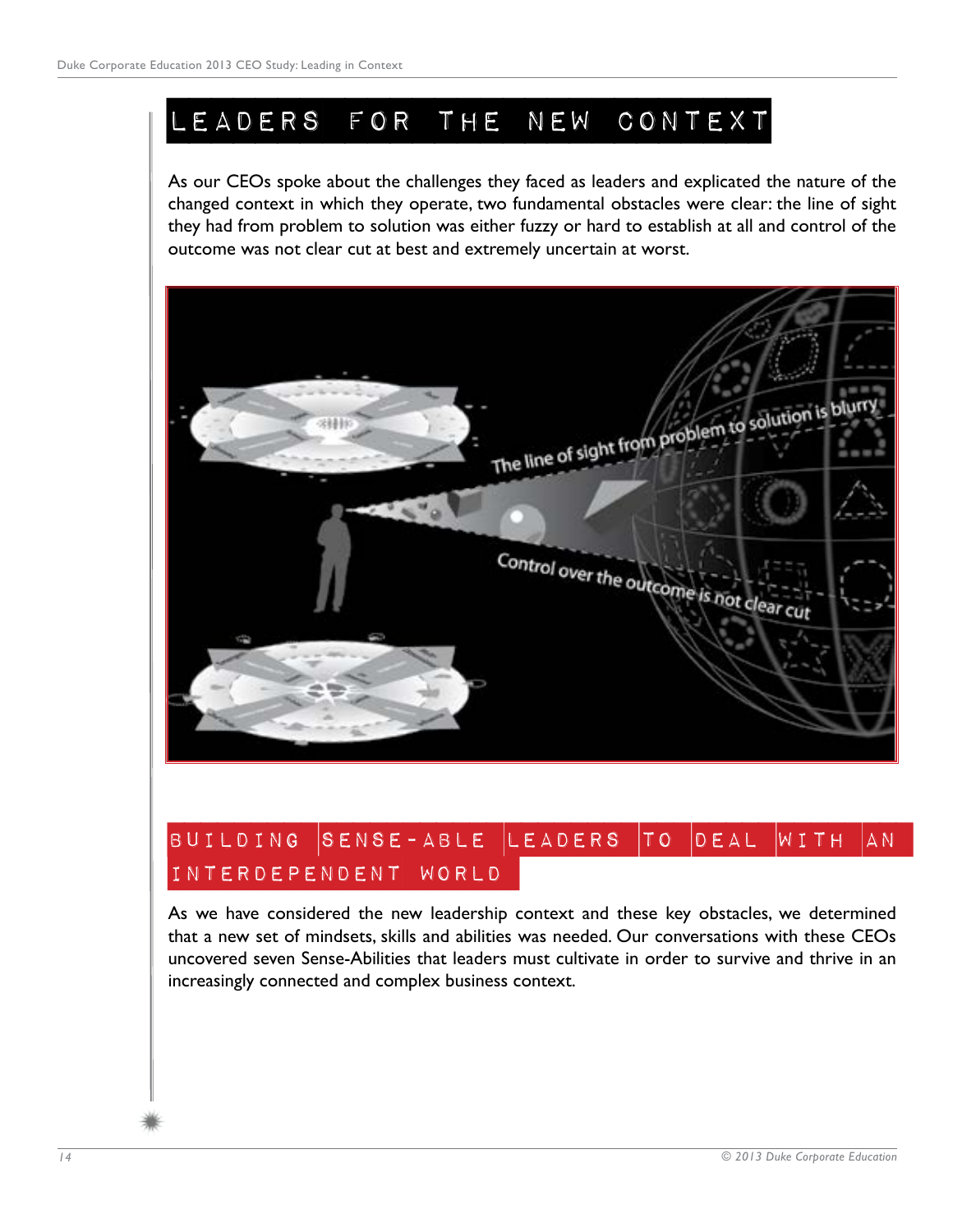## LEADERS FOR THE NEW CONTEXT

As our CEOs spoke about the challenges they faced as leaders and explicated the nature of the changed context in which they operate, two fundamental obstacles were clear: the line of sight they had from problem to solution was either fuzzy or hard to establish at all and control of the outcome was not clear cut at best and extremely uncertain at worst.

## BUILDING SENSE-ABLE LEADERS TO DEAL WITH AN INTERDEPENDENT WORLD

As we have considered the new leadership context and these key obstacles, we determined that a new set of mindsets, skills and abilities was needed. Our conversations with these CEOs uncovered seven Sense-Abilities that leaders must cultivate in order to survive and thrive in an increasingly connected and complex business context.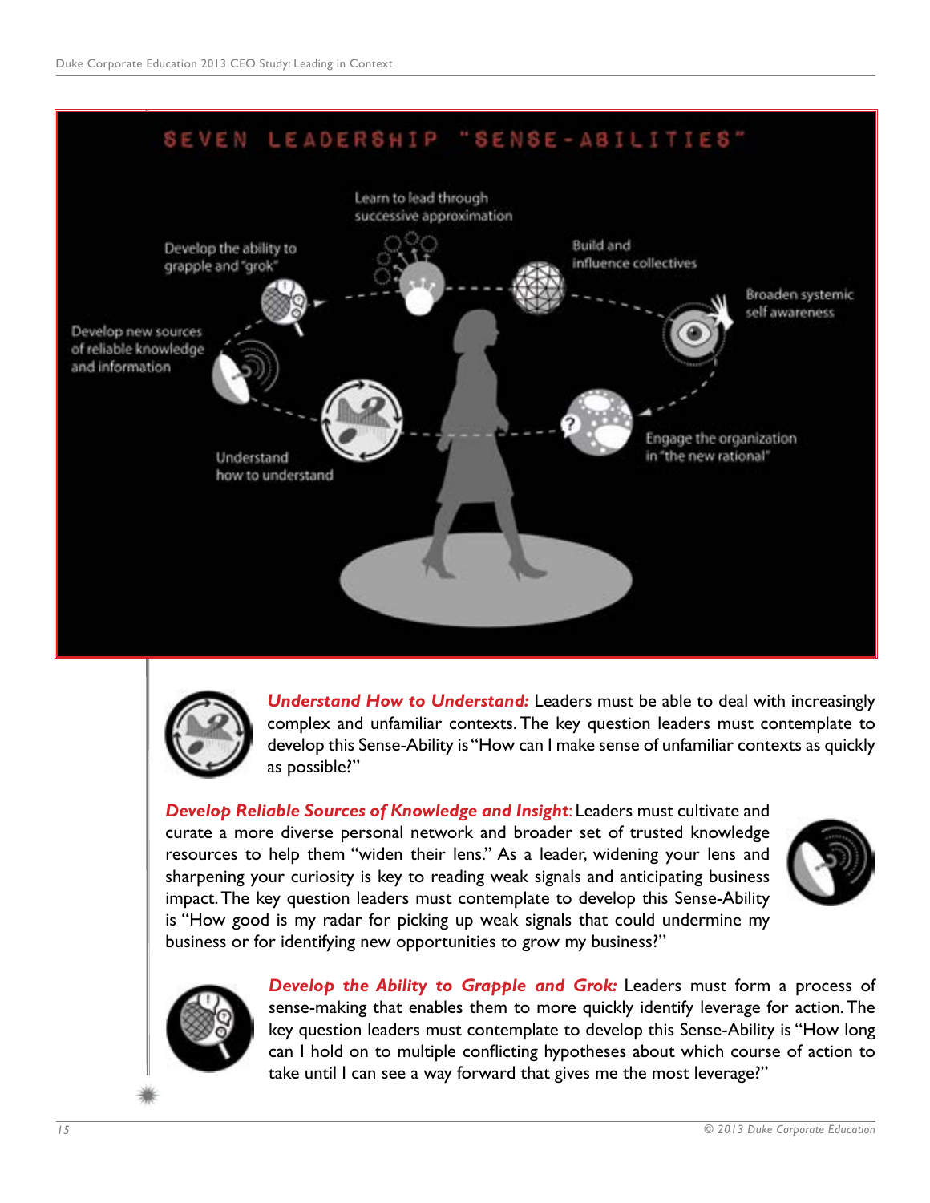## SEVEN LEADERSHIP "SENSE-ABILITIES"

- Learn to lead through successive approximation
- Build and influence collectives
- Broaden systemic self awareness
- Engage the organization in "the new rational"
- Understand how to understand
- Develop new sources of reliable knowledge and information
- Develop the ability to grapple and "grok"

***Understand How to Understand:*** Leaders must be able to deal with increasingly complex and unfamiliar contexts. The key question leaders must contemplate to develop this Sense-Ability is "How can I make sense of unfamiliar contexts as quickly as possible?"

***Develop Reliable Sources of Knowledge and Insight***: Leaders must cultivate and curate a more diverse personal network and broader set of trusted knowledge resources to help them "widen their lens." As a leader, widening your lens and sharpening your curiosity is key to reading weak signals and anticipating business impact. The key question leaders must contemplate to develop this Sense-Ability is "How good is my radar for picking up weak signals that could undermine my business or for identifying new opportunities to grow my business?"

***Develop the Ability to Grapple and Grok:*** Leaders must form a process of sense-making that enables them to more quickly identify leverage for action. The key question leaders must contemplate to develop this Sense-Ability is "How long can I hold on to multiple conflicting hypotheses about which course of action to take until I can see a way forward that gives me the most leverage?"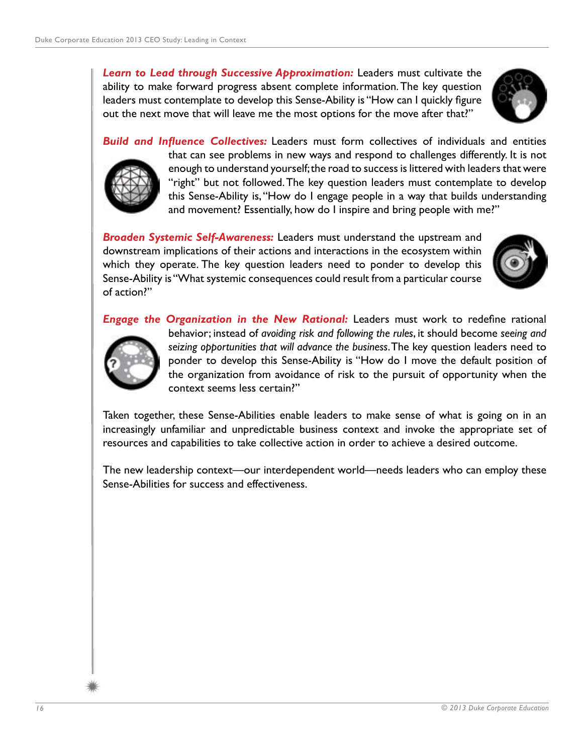***Learn to Lead through Successive Approximation:*** Leaders must cultivate the ability to make forward progress absent complete information. The key question leaders must contemplate to develop this Sense-Ability is "How can I quickly figure out the next move that will leave me the most options for the move after that?"

***Build and Influence Collectives:*** Leaders must form collectives of individuals and entities that can see problems in new ways and respond to challenges differently. It is not enough to understand yourself; the road to success is littered with leaders that were "right" but not followed. The key question leaders must contemplate to develop this Sense-Ability is, "How do I engage people in a way that builds understanding and movement? Essentially, how do I inspire and bring people with me?"

***Broaden Systemic Self-Awareness:*** Leaders must understand the upstream and downstream implications of their actions and interactions in the ecosystem within which they operate. The key question leaders need to ponder to develop this Sense-Ability is "What systemic consequences could result from a particular course of action?"

***Engage the Organization in the New Rational:*** Leaders must work to redefine rational behavior; instead of *avoiding risk and following the rules*, it should become *seeing and seizing opportunities that will advance the business*. The key question leaders need to ponder to develop this Sense-Ability is "How do I move the default position of the organization from avoidance of risk to the pursuit of opportunity when the context seems less certain?"

Taken together, these Sense-Abilities enable leaders to make sense of what is going on in an increasingly unfamiliar and unpredictable business context and invoke the appropriate set of resources and capabilities to take collective action in order to achieve a desired outcome.

The new leadership context—our interdependent world—needs leaders who can employ these Sense-Abilities for success and effectiveness.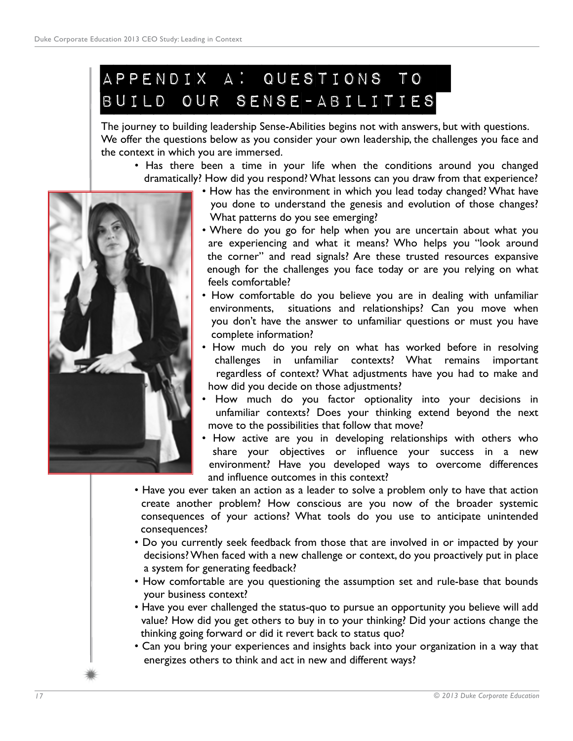# APPENDIX A: QUESTIONS TO BUILD OUR SENSE-ABILITIES

The journey to building leadership Sense-Abilities begins not with answers, but with questions. We offer the questions below as you consider your own leadership, the challenges you face and the context in which you are immersed.

- Has there been a time in your life when the conditions around you changed dramatically? How did you respond? What lessons can you draw from that experience?
- How has the environment in which you lead today changed? What have you done to understand the genesis and evolution of those changes? What patterns do you see emerging?
- Where do you go for help when you are uncertain about what you are experiencing and what it means? Who helps you "look around the corner" and read signals? Are these trusted resources expansive enough for the challenges you face today or are you relying on what feels comfortable?
- How comfortable do you believe you are in dealing with unfamiliar environments, situations and relationships? Can you move when you don't have the answer to unfamiliar questions or must you have complete information?
- How much do you rely on what has worked before in resolving challenges in unfamiliar contexts? What remains important regardless of context? What adjustments have you had to make and how did you decide on those adjustments?
- How much do you factor optionality into your decisions in unfamiliar contexts? Does your thinking extend beyond the next move to the possibilities that follow that move?
- How active are you in developing relationships with others who share your objectives or influence your success in a new environment? Have you developed ways to overcome differences and influence outcomes in this context?
- Have you ever taken an action as a leader to solve a problem only to have that action create another problem? How conscious are you now of the broader systemic consequences of your actions? What tools do you use to anticipate unintended consequences?
- Do you currently seek feedback from those that are involved in or impacted by your decisions? When faced with a new challenge or context, do you proactively put in place a system for generating feedback?
- How comfortable are you questioning the assumption set and rule-base that bounds your business context?
- Have you ever challenged the status-quo to pursue an opportunity you believe will add value? How did you get others to buy in to your thinking? Did your actions change the thinking going forward or did it revert back to status quo?
- Can you bring your experiences and insights back into your organization in a way that energizes others to think and act in new and different ways?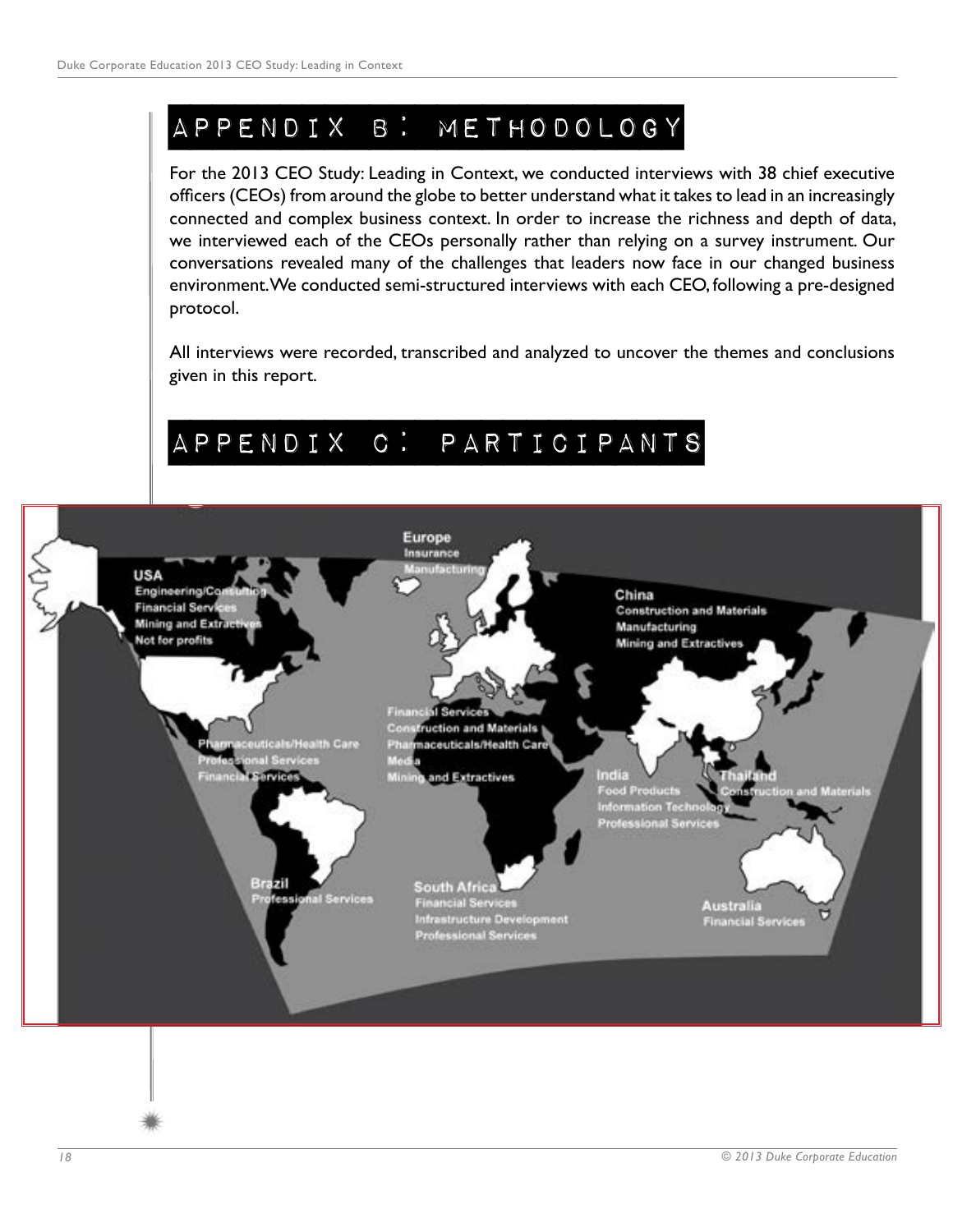# APPENDIX B: METHODOLOGY

For the 2013 CEO Study: Leading in Context, we conducted interviews with 38 chief executive officers (CEOs) from around the globe to better understand what it takes to lead in an increasingly connected and complex business context. In order to increase the richness and depth of data, we interviewed each of the CEOs personally rather than relying on a survey instrument. Our conversations revealed many of the challenges that leaders now face in our changed business environment. We conducted semi-structured interviews with each CEO, following a pre-designed protocol.

All interviews were recorded, transcribed and analyzed to uncover the themes and conclusions given in this report.

# APPENDIX C: PARTICIPANTS

**USA**
- Engineering/Consulting
- Financial Services
- Mining and Extractives
- Not for profits

**Europe**
- Insurance
- Manufacturing

**China**
- Construction and Materials
- Manufacturing
- Mining and Extractives

- Pharmaceuticals/Health Care
- Professional Services
- Financial Services

- Financial Services
- Construction and Materials
- Pharmaceuticals/Health Care
- Media
- Mining and Extractives

**India**
- Food Products
- Information Technology
- Professional Services

**Thailand**
- Construction and Materials

**Brazil**
- Professional Services

**South Africa**
- Financial Services
- Infrastructure Development
- Professional Services

**Australia**
- Financial Services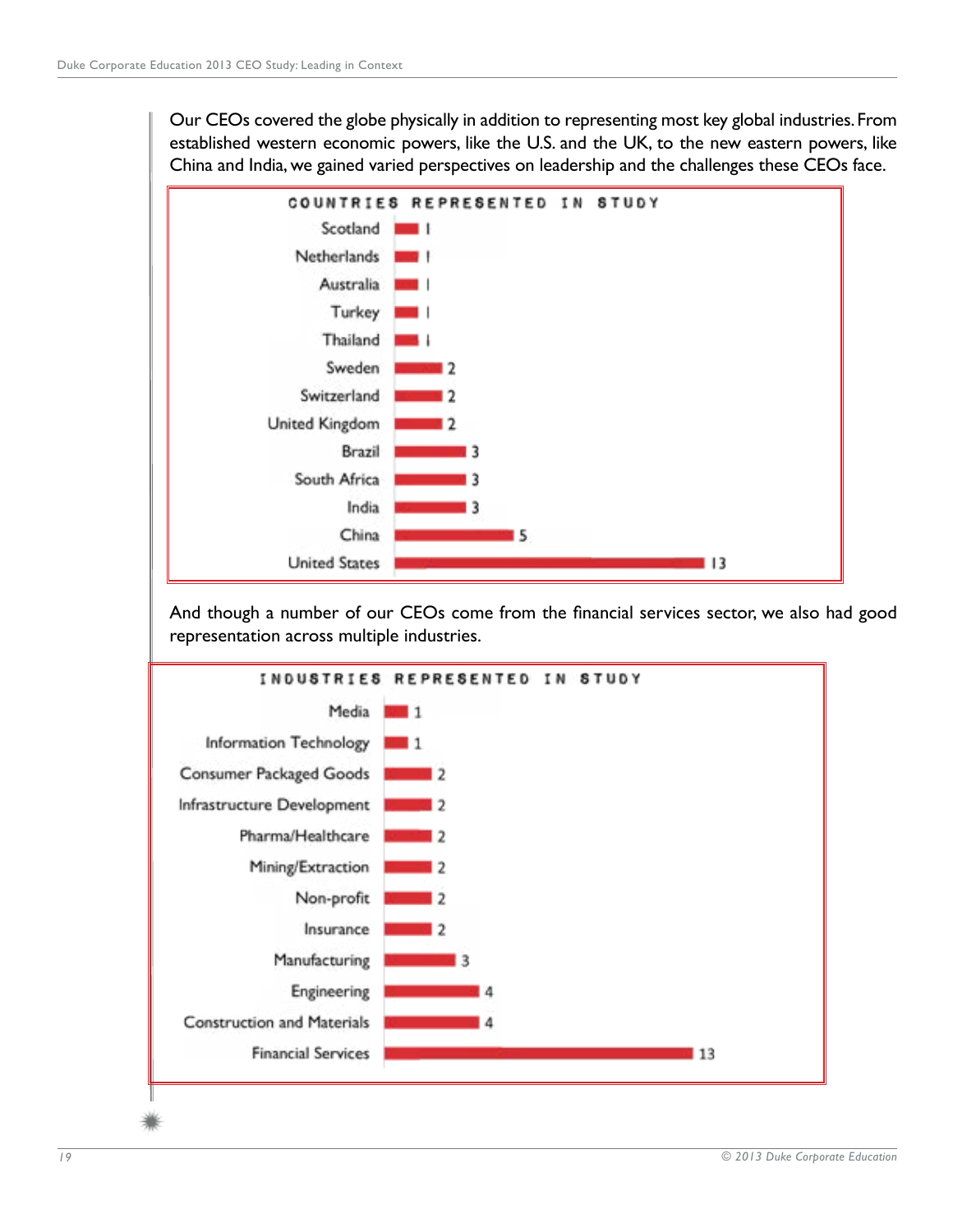Our CEOs covered the globe physically in addition to representing most key global industries. From established western economic powers, like the U.S. and the UK, to the new eastern powers, like China and India, we gained varied perspectives on leadership and the challenges these CEOs face.

COUNTRIES REPRESENTED IN STUDY

Scotland 1
Netherlands 1
Australia 1
Turkey 1
Thailand 1
Sweden 2
Switzerland 2
United Kingdom 2
Brazil 3
South Africa 3
India 3
China 5
United States 13

And though a number of our CEOs come from the financial services sector, we also had good representation across multiple industries.

INDUSTRIES REPRESENTED IN STUDY

Media 1
Information Technology 1
Consumer Packaged Goods 2
Infrastructure Development 2
Pharma/Healthcare 2
Mining/Extraction 2
Non-profit 2
Insurance 2
Manufacturing 3
Engineering 4
Construction and Materials 4
Financial Services 13